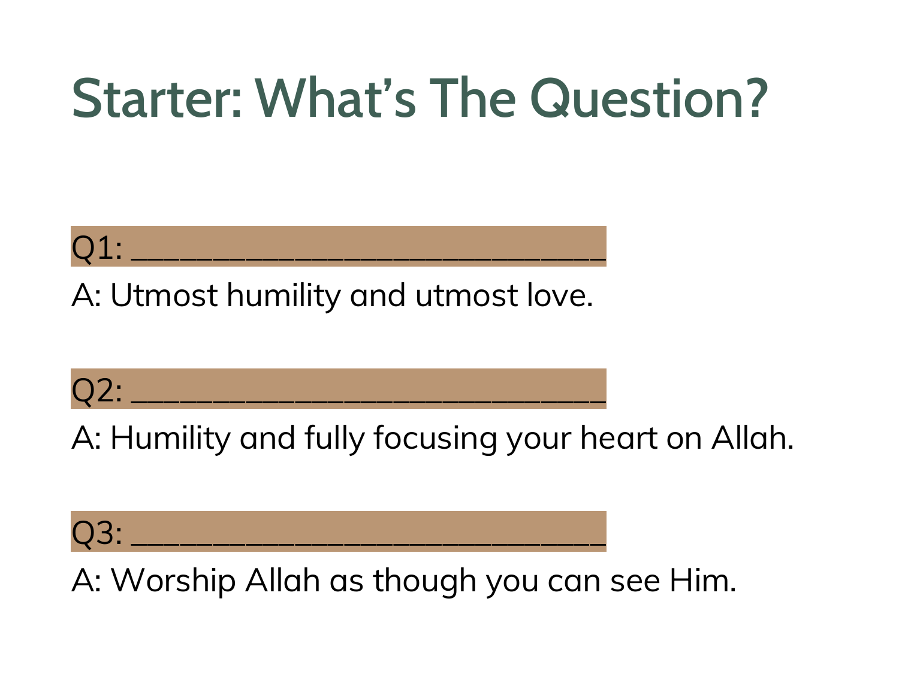# Starter: What's The Question?

Q1: ______________________________

A: Utmost humility and utmost love.

Q2: ______________________________

A: Humility and fully focusing your heart on Allah.

Q3: ______________________________

A: Worship Allah as though you can see Him.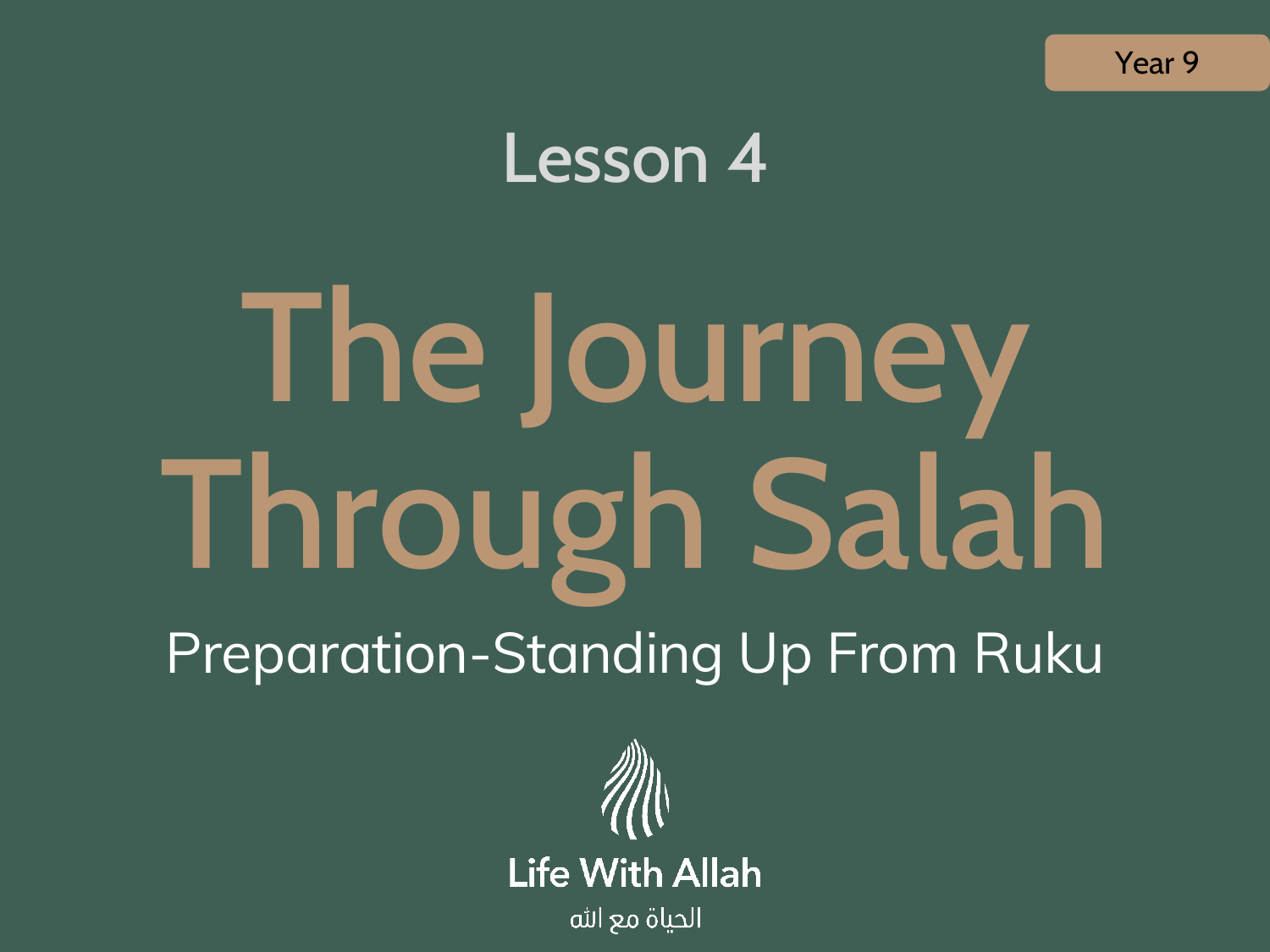Year 9

Lesson 4

# The Journey Through Salah

## Preparation-Standing Up From Ruku

Life With Allah

الحياة مع الله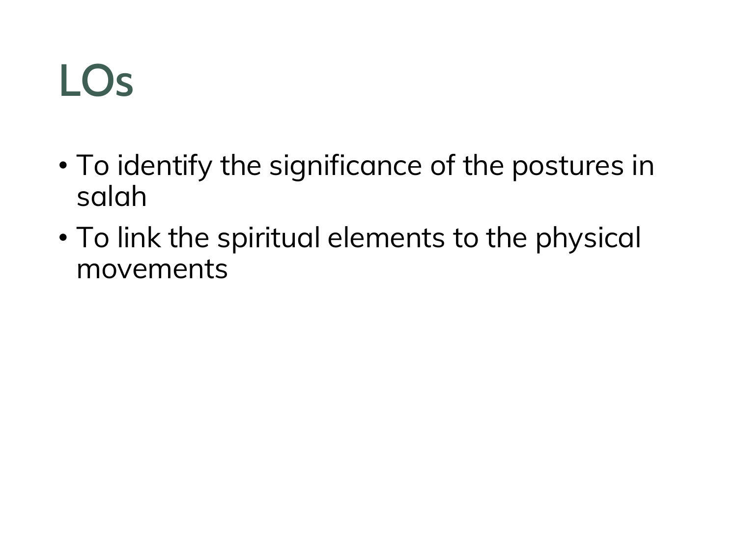# LOs

- To identify the significance of the postures in salah
- To link the spiritual elements to the physical movements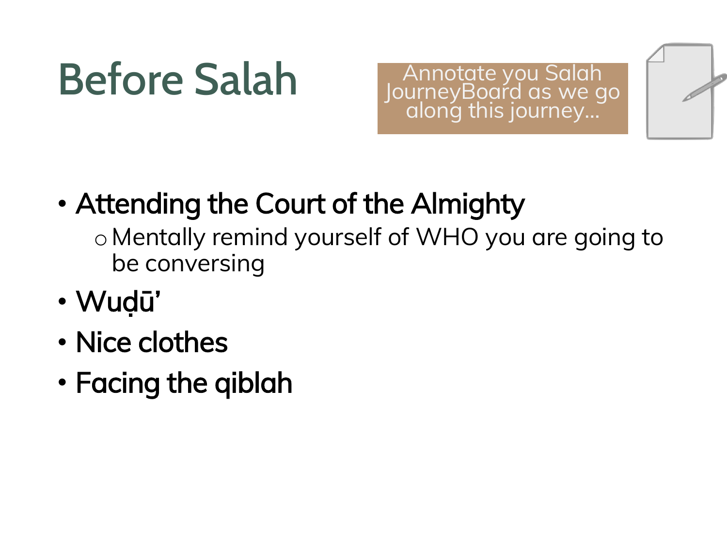# Before Salah

Annotate you Salah JourneyBoard as we go along this journey…

- **Attending the Court of the Almighty**
  - Mentally remind yourself of WHO you are going to be conversing
- **Wuḍū'**
- **Nice clothes**
- **Facing the qiblah**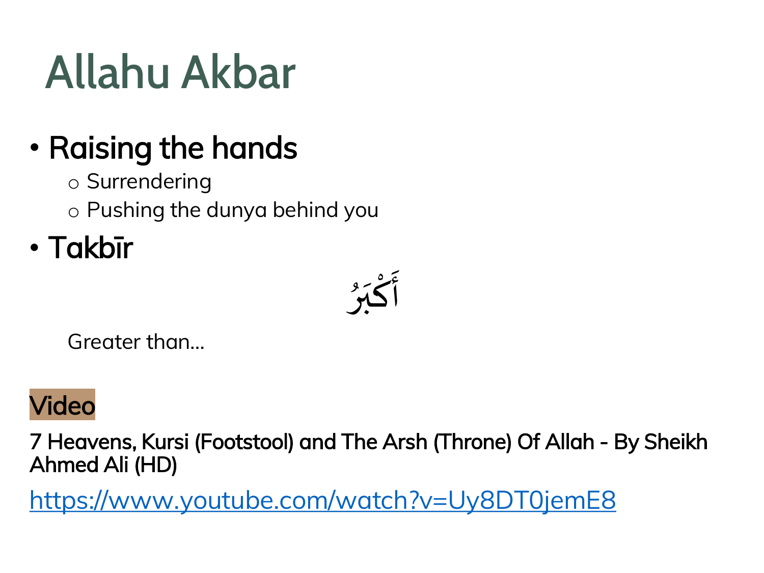# Allahu Akbar

- Raising the hands
  - Surrendering
  - Pushing the dunya behind you
- Takbīr

أَكْبَرُ

Greater than…

Video

**7 Heavens, Kursi (Footstool) and The Arsh (Throne) Of Allah - By Sheikh Ahmed Ali (HD)**

https://www.youtube.com/watch?v=Uy8DT0jemE8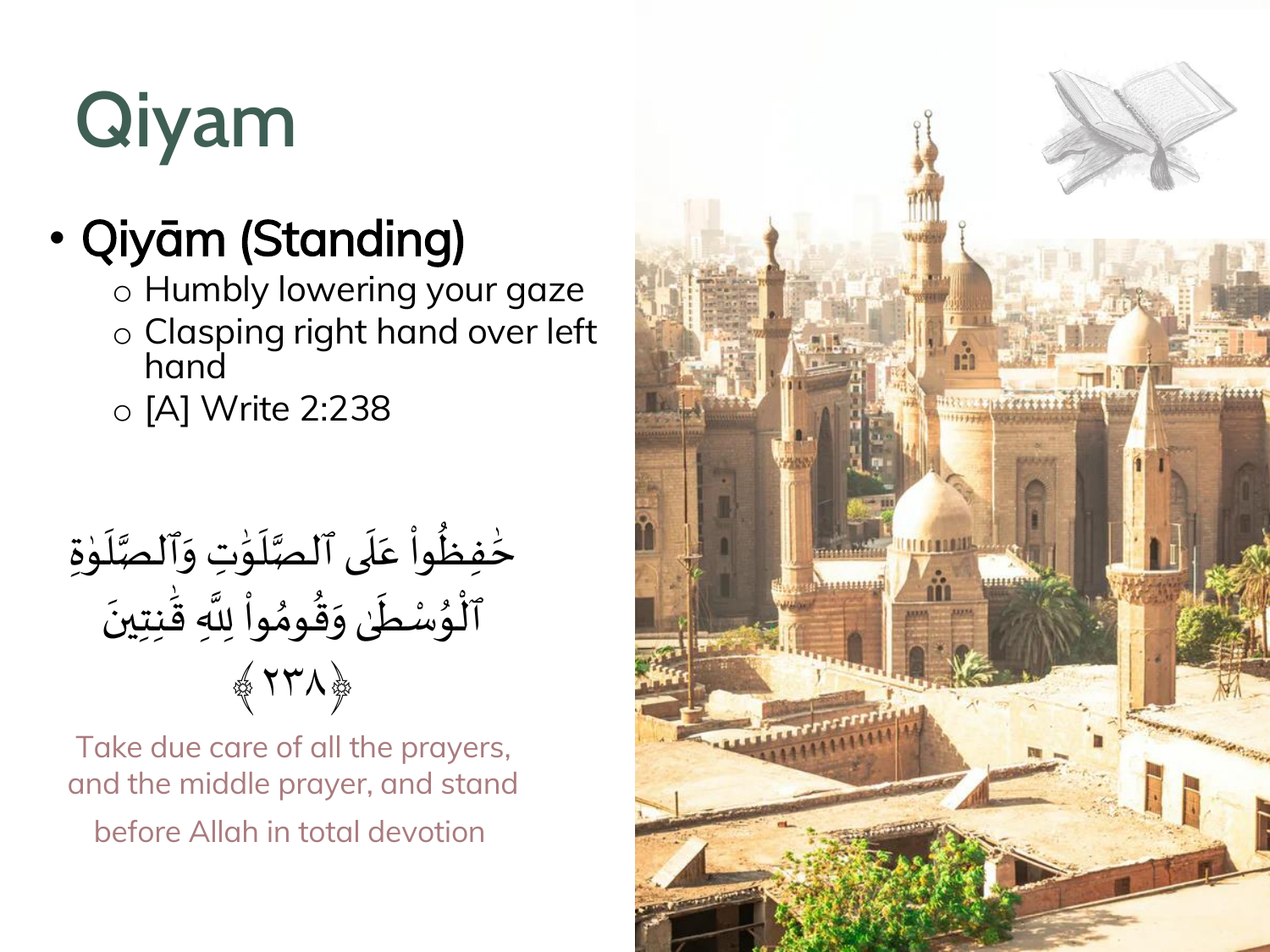# Qiyam

- **Qiyām (Standing)**
  - Humbly lowering your gaze
  - Clasping right hand over left hand
  - [A] Write 2:238

حَٰفِظُواْ عَلَى ٱلصَّلَوَٰتِ وَٱلصَّلَوٰةِ ٱلْوُسْطَىٰ وَقُومُواْ لِلَّهِ قَٰنِتِينَ ﴿٢٣٨﴾

Take due care of all the prayers, and the middle prayer, and stand before Allah in total devotion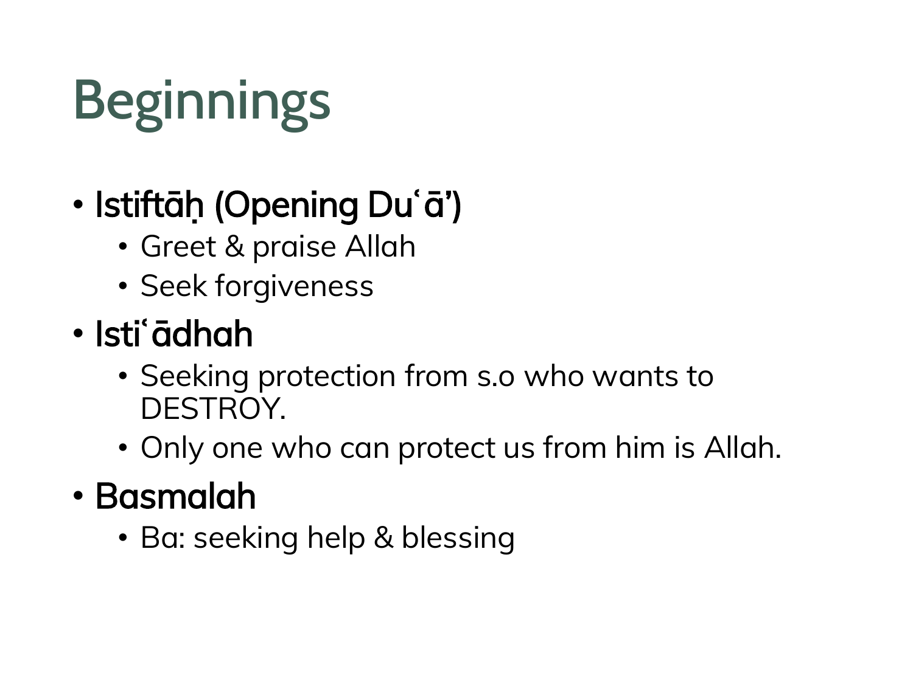# Beginnings

- **Istiftāḥ (Opening Duʿā’)**
  - Greet & praise Allah
  - Seek forgiveness
- **Istiʿādhah**
  - Seeking protection from s.o who wants to DESTROY.
  - Only one who can protect us from him is Allah.
- **Basmalah**
  - Ba: seeking help & blessing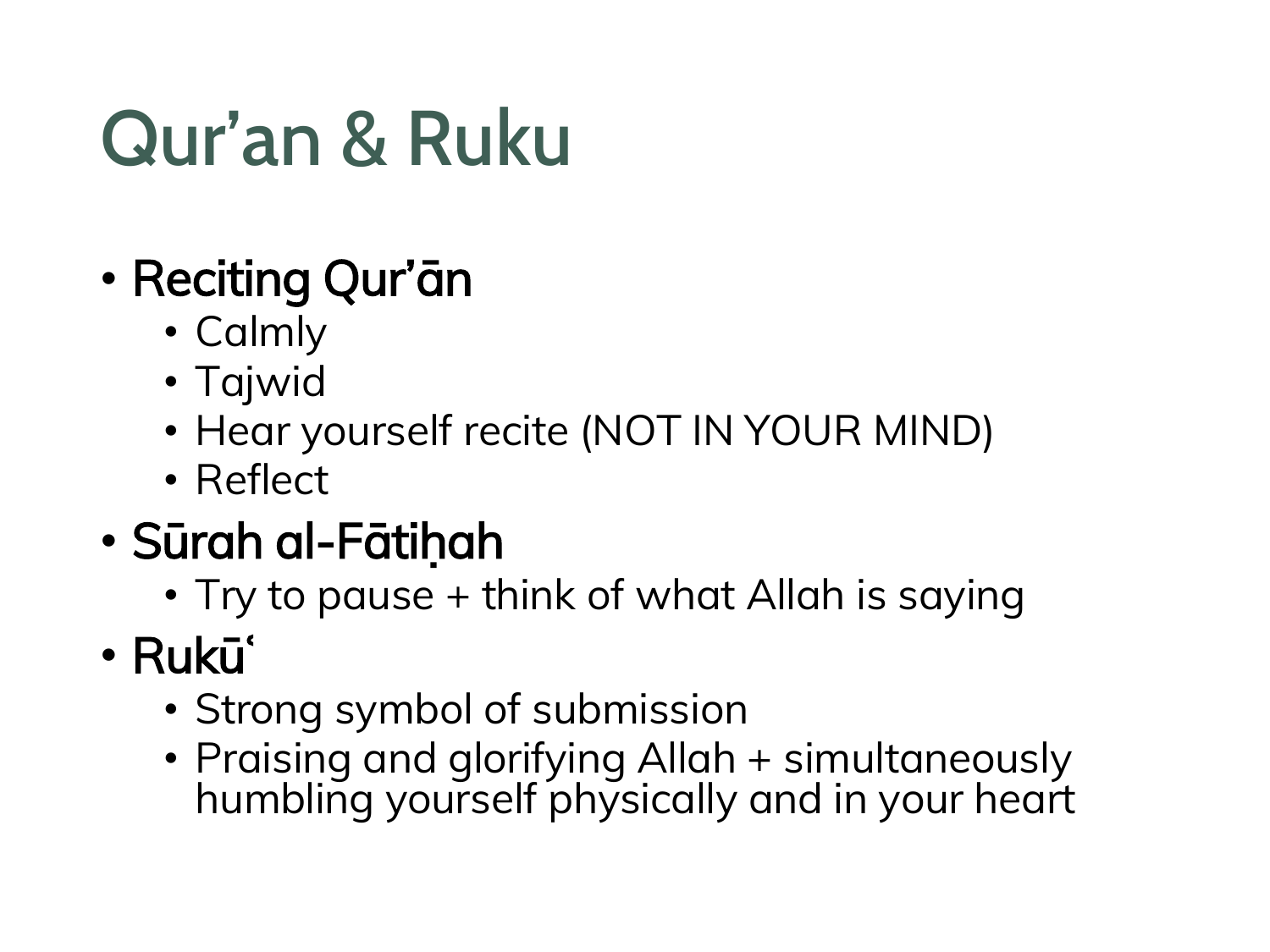# Qur’an & Ruku

- **Reciting Qur’ān**
  - Calmly
  - Tajwid
  - Hear yourself recite (NOT IN YOUR MIND)
  - Reflect
- **Sūrah al-Fātiḥah**
  - Try to pause + think of what Allah is saying
- **Rukūʿ**
  - Strong symbol of submission
  - Praising and glorifying Allah + simultaneously humbling yourself physically and in your heart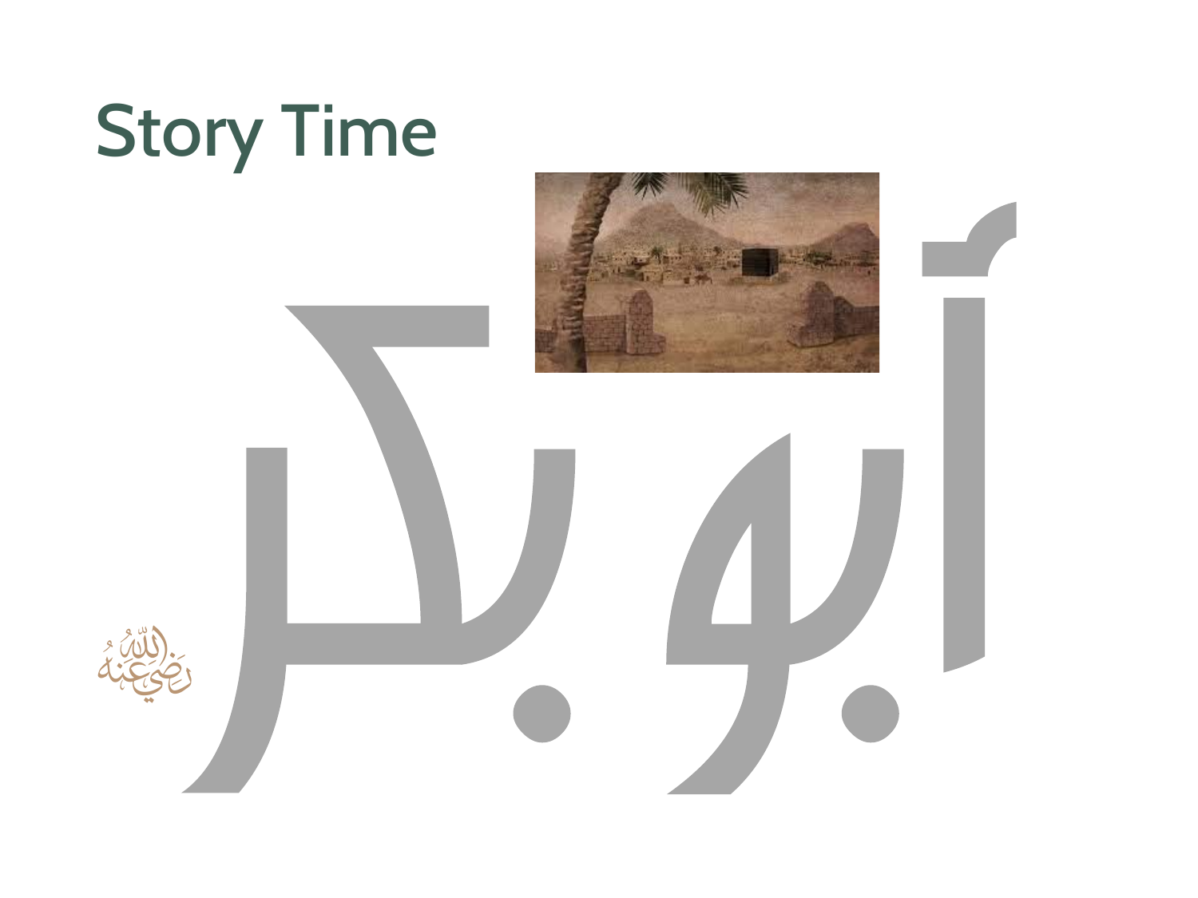# Story Time

# آبو بكر

رَضِيَ اللهُ عَنْهُ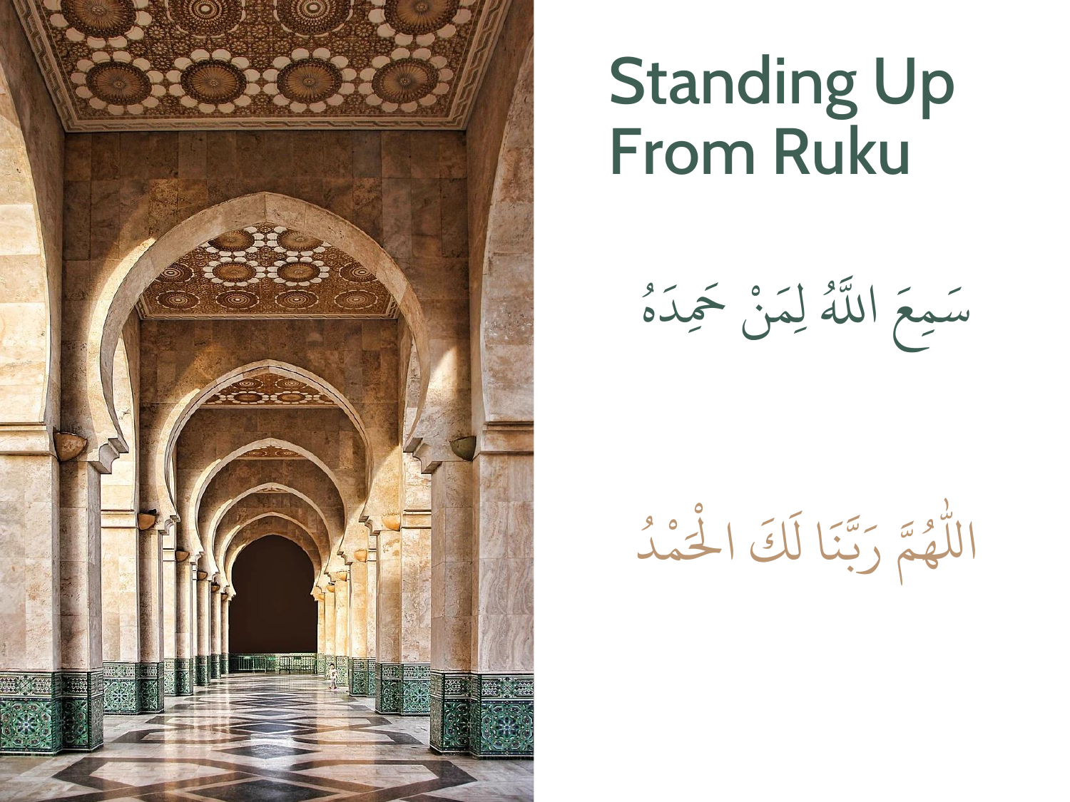# Standing Up From Ruku

سَمِعَ اللَّهُ لِمَنْ حَمِدَهُ

اللّٰهُمَّ رَبَّنَا لَكَ الْحَمْدُ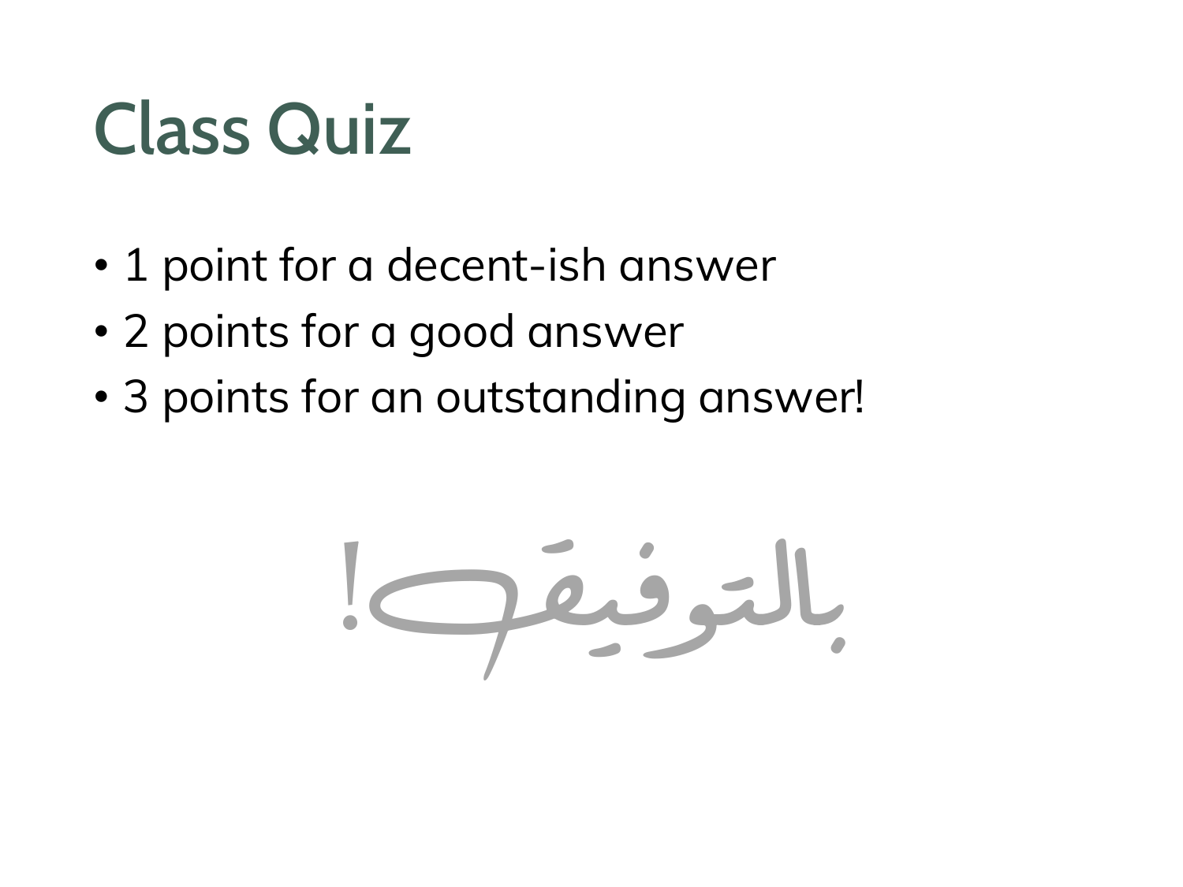# Class Quiz

- 1 point for a decent-ish answer
- 2 points for a good answer
- 3 points for an outstanding answer!

بالتوفيق!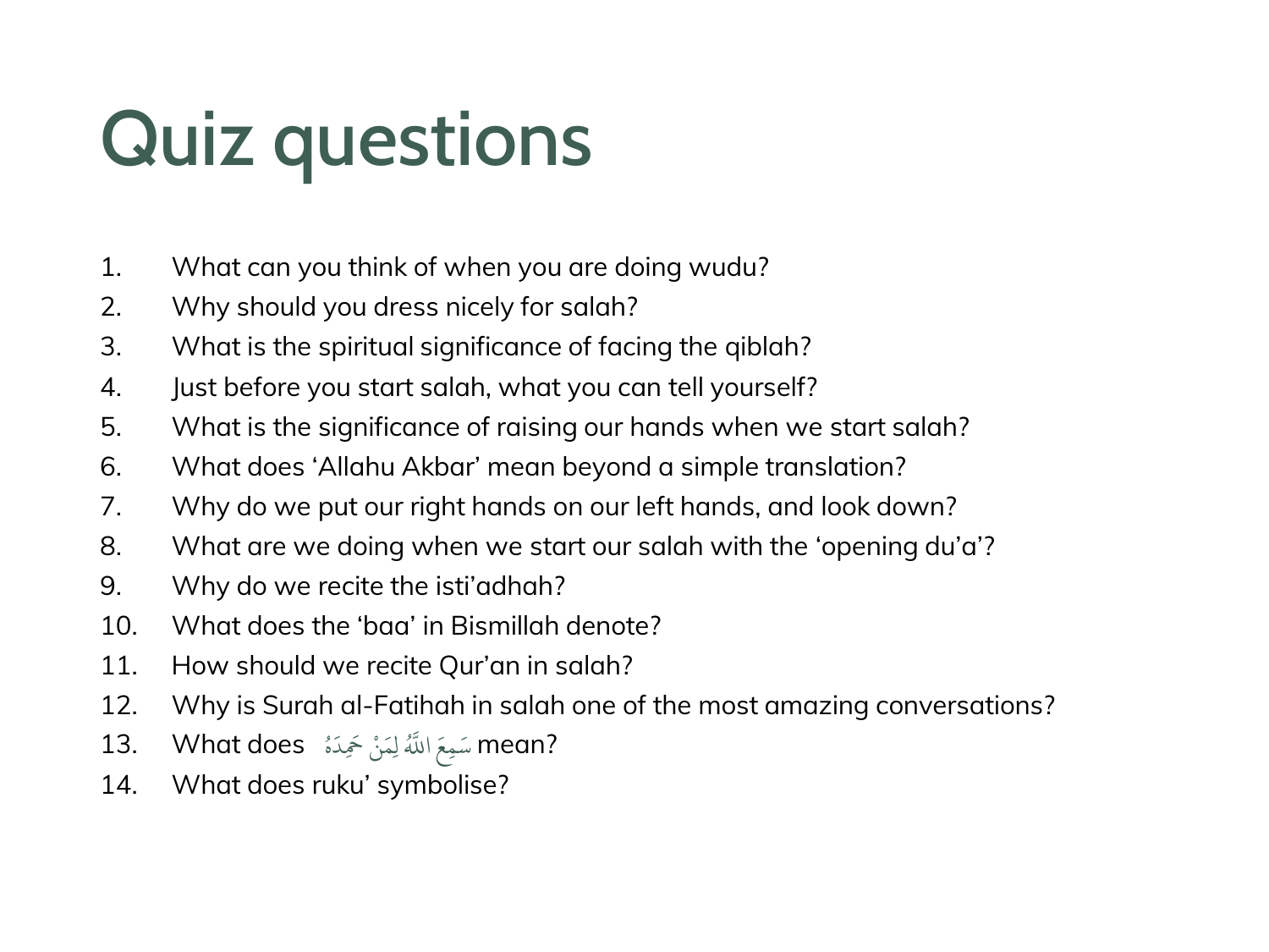# Quiz questions

1. What can you think of when you are doing wudu?
2. Why should you dress nicely for salah?
3. What is the spiritual significance of facing the qiblah?
4. Just before you start salah, what you can tell yourself?
5. What is the significance of raising our hands when we start salah?
6. What does 'Allahu Akbar' mean beyond a simple translation?
7. Why do we put our right hands on our left hands, and look down?
8. What are we doing when we start our salah with the 'opening du'a'?
9. Why do we recite the isti'adhah?
10. What does the 'baa' in Bismillah denote?
11. How should we recite Qur'an in salah?
12. Why is Surah al-Fatihah in salah one of the most amazing conversations?
13. What does سَمِعَ اللَّهُ لِمَنْ حَمِدَهُ mean?
14. What does ruku' symbolise?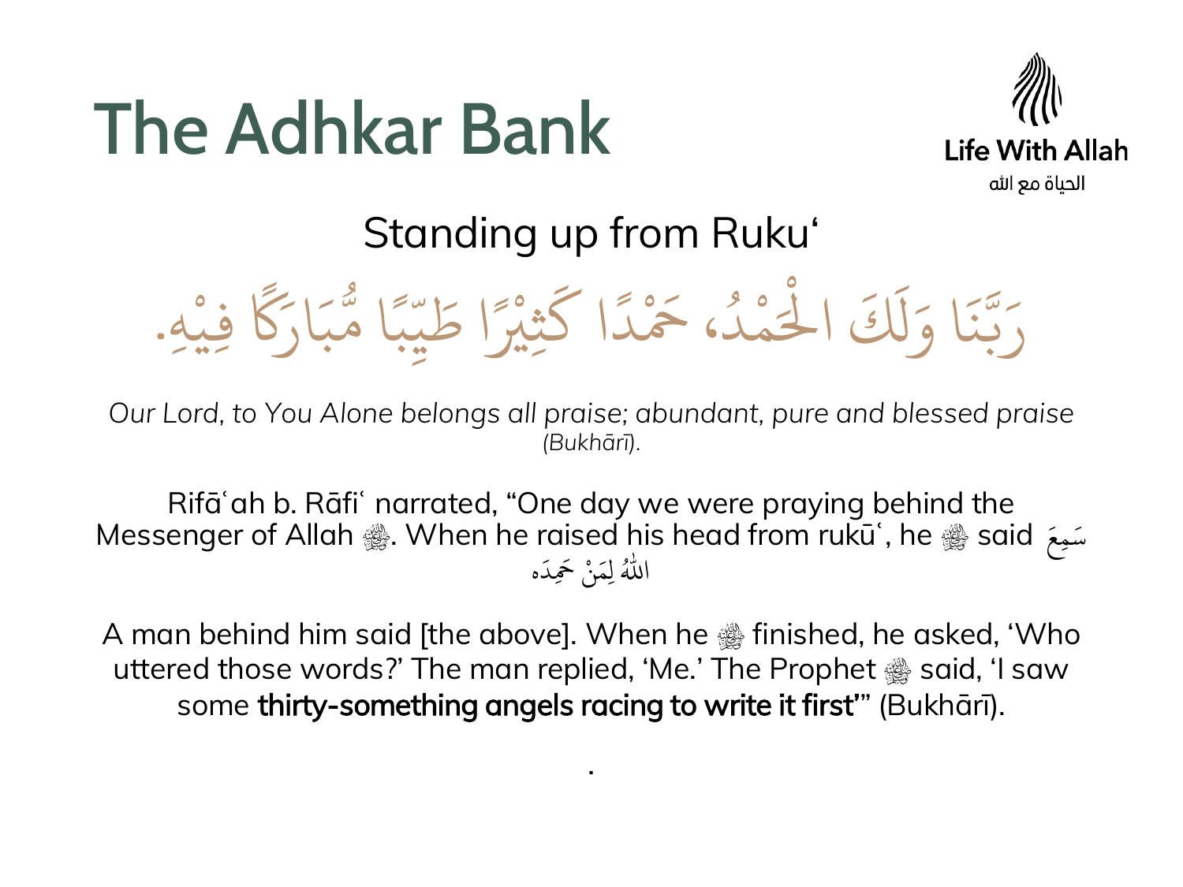# The Adhkar Bank

Life With Allah
الحياة مع الله

## Standing up from Ruku'

رَبَّنَا وَلَكَ الْحَمْدُ، حَمْدًا كَثِيْرًا طَيِّبًا مُّبَارَكًا فِيْهِ.

*Our Lord, to You Alone belongs all praise; abundant, pure and blessed praise* *(Bukhārī).*

Rifāʿah b. Rāfiʿ narrated, "One day we were praying behind the Messenger of Allah ﷺ. When he raised his head from rukūʿ, he ﷺ said سَمِعَ اللهُ لِمَنْ حَمِدَه

A man behind him said [the above]. When he ﷺ finished, he asked, 'Who uttered those words?' The man replied, 'Me.' The Prophet ﷺ said, 'I saw some **thirty-something angels racing to write it first'"** (Bukhārī).

.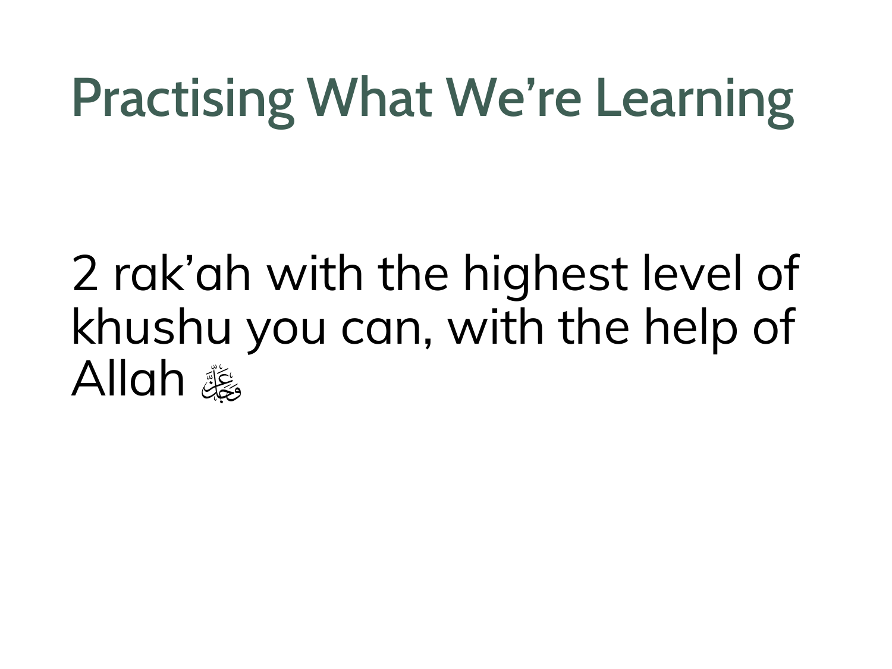# Practising What We're Learning

2 rak'ah with the highest level of khushu you can, with the help of Allah ﷻ